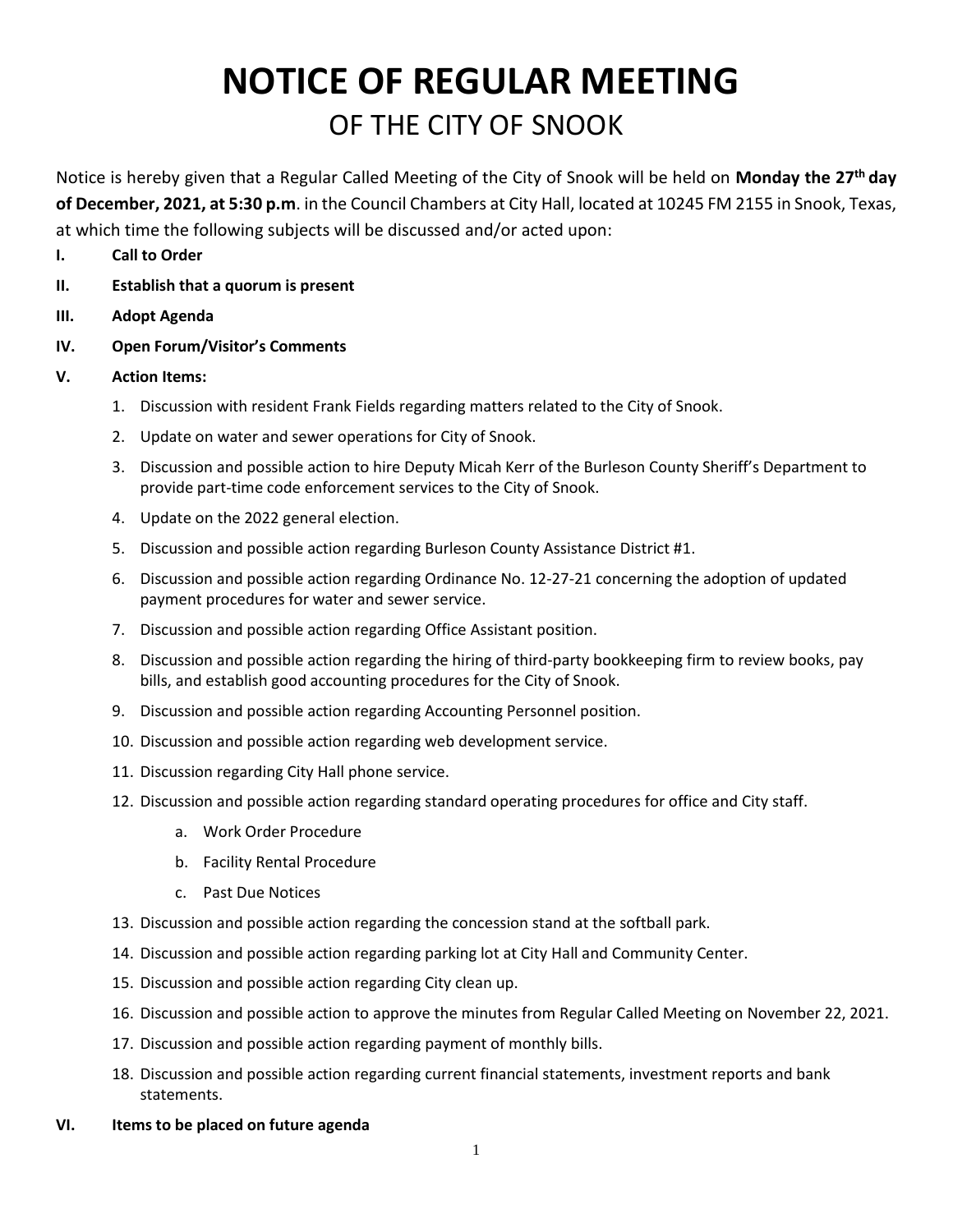# NOTICE OF REGULAR MEETING

## OF THE CITY OF SNOOK

Notice is hereby given that a Regular Called Meeting of the City of Snook will be held on **Monday the 27th day of December, 2021, at 5:30 p.m**. in the Council Chambers at City Hall, located at 10245 FM 2155 in Snook, Texas, at which time the following subjects will be discussed and/or acted upon:

**I. Call to Order**

**II. Establish that a quorum is present**

**III. Adopt Agenda**

**IV. Open Forum/Visitor's Comments**

**V. Action Items:**

1. Discussion with resident Frank Fields regarding matters related to the City of Snook.
2. Update on water and sewer operations for City of Snook.
3. Discussion and possible action to hire Deputy Micah Kerr of the Burleson County Sheriff's Department to provide part-time code enforcement services to the City of Snook.
4. Update on the 2022 general election.
5. Discussion and possible action regarding Burleson County Assistance District #1.
6. Discussion and possible action regarding Ordinance No. 12-27-21 concerning the adoption of updated payment procedures for water and sewer service.
7. Discussion and possible action regarding Office Assistant position.
8. Discussion and possible action regarding the hiring of third-party bookkeeping firm to review books, pay bills, and establish good accounting procedures for the City of Snook.
9. Discussion and possible action regarding Accounting Personnel position.
10. Discussion and possible action regarding web development service.
11. Discussion regarding City Hall phone service.
12. Discussion and possible action regarding standard operating procedures for office and City staff.
    a. Work Order Procedure
    b. Facility Rental Procedure
    c. Past Due Notices
13. Discussion and possible action regarding the concession stand at the softball park.
14. Discussion and possible action regarding parking lot at City Hall and Community Center.
15. Discussion and possible action regarding City clean up.
16. Discussion and possible action to approve the minutes from Regular Called Meeting on November 22, 2021.
17. Discussion and possible action regarding payment of monthly bills.
18. Discussion and possible action regarding current financial statements, investment reports and bank statements.

**VI. Items to be placed on future agenda**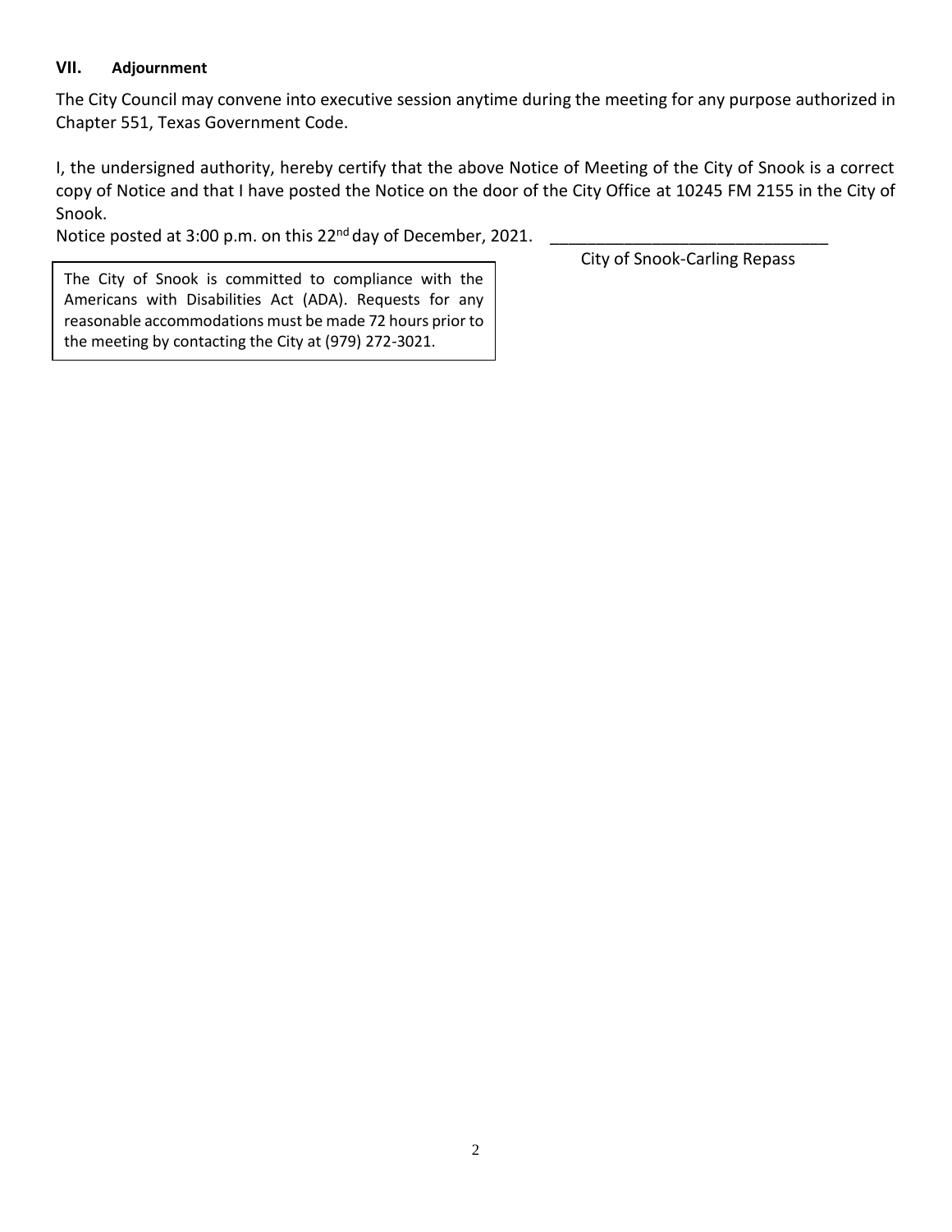## VII. Adjournment

The City Council may convene into executive session anytime during the meeting for any purpose authorized in Chapter 551, Texas Government Code.

I, the undersigned authority, hereby certify that the above Notice of Meeting of the City of Snook is a correct copy of Notice and that I have posted the Notice on the door of the City Office at 10245 FM 2155 in the City of Snook.

Notice posted at 3:00 p.m. on this 22nd day of December, 2021. ______________________________

City of Snook-Carling Repass

The City of Snook is committed to compliance with the Americans with Disabilities Act (ADA). Requests for any reasonable accommodations must be made 72 hours prior to the meeting by contacting the City at (979) 272-3021.